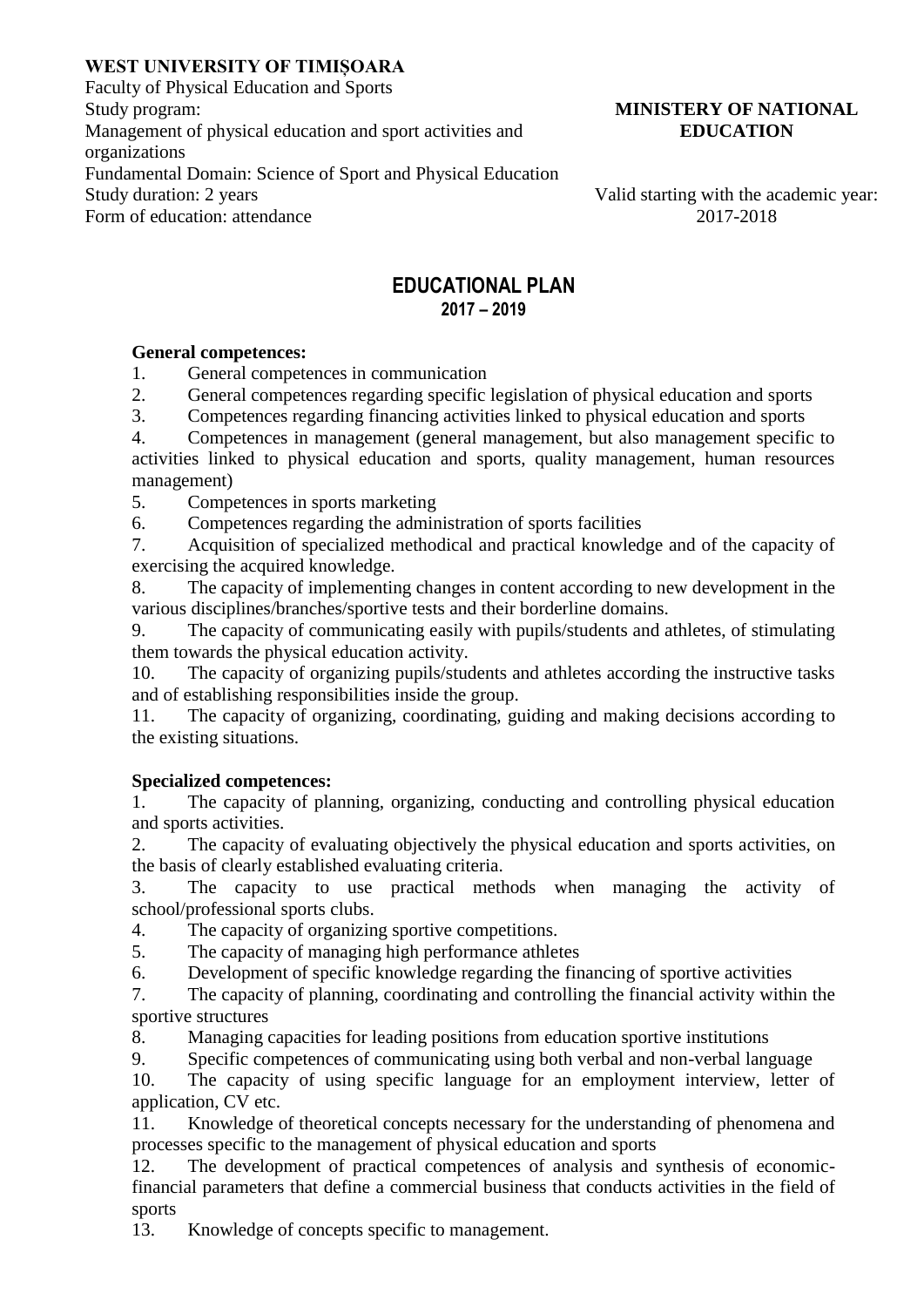**WEST UNIVERSITY OF TIMIȘOARA**
Faculty of Physical Education and Sports
Study program:
Management of physical education and sport activities and organizations
Fundamental Domain: Science of Sport and Physical Education
Study duration: 2 years
Form of education: attendance

**MINISTERY OF NATIONAL EDUCATION**

Valid starting with the academic year: 2017-2018

# EDUCATIONAL PLAN
## 2017 – 2019

**General competences:**

1. General competences in communication
2. General competences regarding specific legislation of physical education and sports
3. Competences regarding financing activities linked to physical education and sports
4. Competences in management (general management, but also management specific to activities linked to physical education and sports, quality management, human resources management)
5. Competences in sports marketing
6. Competences regarding the administration of sports facilities
7. Acquisition of specialized methodical and practical knowledge and of the capacity of exercising the acquired knowledge.
8. The capacity of implementing changes in content according to new development in the various disciplines/branches/sportive tests and their borderline domains.
9. The capacity of communicating easily with pupils/students and athletes, of stimulating them towards the physical education activity.
10. The capacity of organizing pupils/students and athletes according the instructive tasks and of establishing responsibilities inside the group.
11. The capacity of organizing, coordinating, guiding and making decisions according to the existing situations.

**Specialized competences:**

1. The capacity of planning, organizing, conducting and controlling physical education and sports activities.
2. The capacity of evaluating objectively the physical education and sports activities, on the basis of clearly established evaluating criteria.
3. The capacity to use practical methods when managing the activity of school/professional sports clubs.
4. The capacity of organizing sportive competitions.
5. The capacity of managing high performance athletes
6. Development of specific knowledge regarding the financing of sportive activities
7. The capacity of planning, coordinating and controlling the financial activity within the sportive structures
8. Managing capacities for leading positions from education sportive institutions
9. Specific competences of communicating using both verbal and non-verbal language
10. The capacity of using specific language for an employment interview, letter of application, CV etc.
11. Knowledge of theoretical concepts necessary for the understanding of phenomena and processes specific to the management of physical education and sports
12. The development of practical competences of analysis and synthesis of economic-financial parameters that define a commercial business that conducts activities in the field of sports
13. Knowledge of concepts specific to management.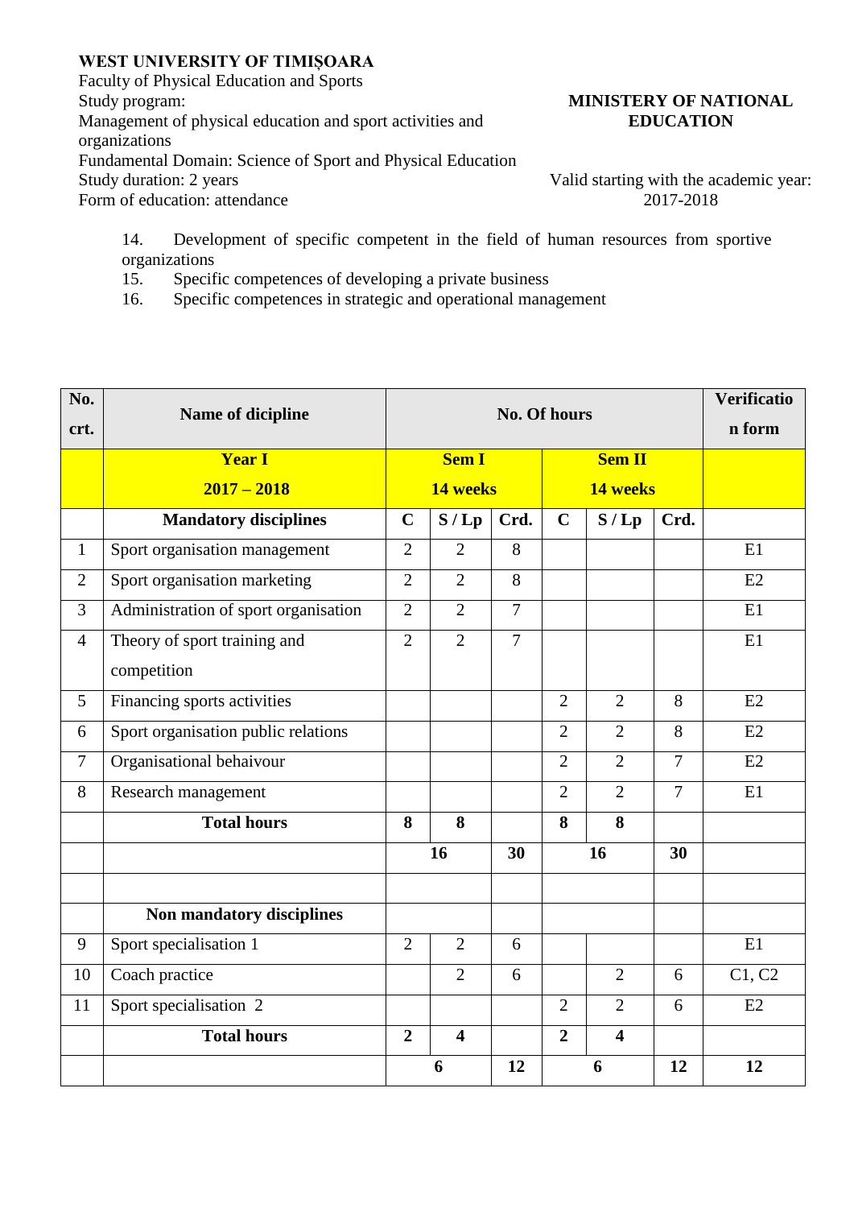**WEST UNIVERSITY OF TIMIȘOARA**
Faculty of Physical Education and Sports
Study program:
Management of physical education and sport activities and organizations
Fundamental Domain: Science of Sport and Physical Education
Study duration: 2 years
Form of education: attendance

**MINISTRY OF NATIONAL EDUCATION**

Valid starting with the academic year: 2017-2018

14. Development of specific competent in the field of human resources from sportive organizations
15. Specific competences of developing a private business
16. Specific competences in strategic and operational management

| No. crt. | Name of dicipline | No. Of hours | | | | | | Verification form |
|---|---|---|---|---|---|---|---|---|
| | **Year I 2017 – 2018** | **Sem I 14 weeks** | | | **Sem II 14 weeks** | | | |
| | **Mandatory disciplines** | **C** | **S / Lp** | **Crd.** | **C** | **S / Lp** | **Crd.** | |
| 1 | Sport organisation management | 2 | 2 | 8 | | | | E1 |
| 2 | Sport organisation marketing | 2 | 2 | 8 | | | | E2 |
| 3 | Administration of sport organisation | 2 | 2 | 7 | | | | E1 |
| 4 | Theory of sport training and competition | 2 | 2 | 7 | | | | E1 |
| 5 | Financing sports activities | | | | 2 | 2 | 8 | E2 |
| 6 | Sport organisation public relations | | | | 2 | 2 | 8 | E2 |
| 7 | Organisational behaivour | | | | 2 | 2 | 7 | E2 |
| 8 | Research management | | | | 2 | 2 | 7 | E1 |
| | **Total hours** | **8** | **8** | | **8** | **8** | | |
| | | **16** | | **30** | **16** | | **30** | |
| | | | | | | | | |
| | **Non mandatory disciplines** | | | | | | | |
| 9 | Sport specialisation 1 | 2 | 2 | 6 | | | | E1 |
| 10 | Coach practice | | 2 | 6 | | 2 | 6 | C1, C2 |
| 11 | Sport specialisation 2 | | | | 2 | 2 | 6 | E2 |
| | **Total hours** | **2** | **4** | | **2** | **4** | | |
| | | **6** | | **12** | **6** | | **12** | **12** |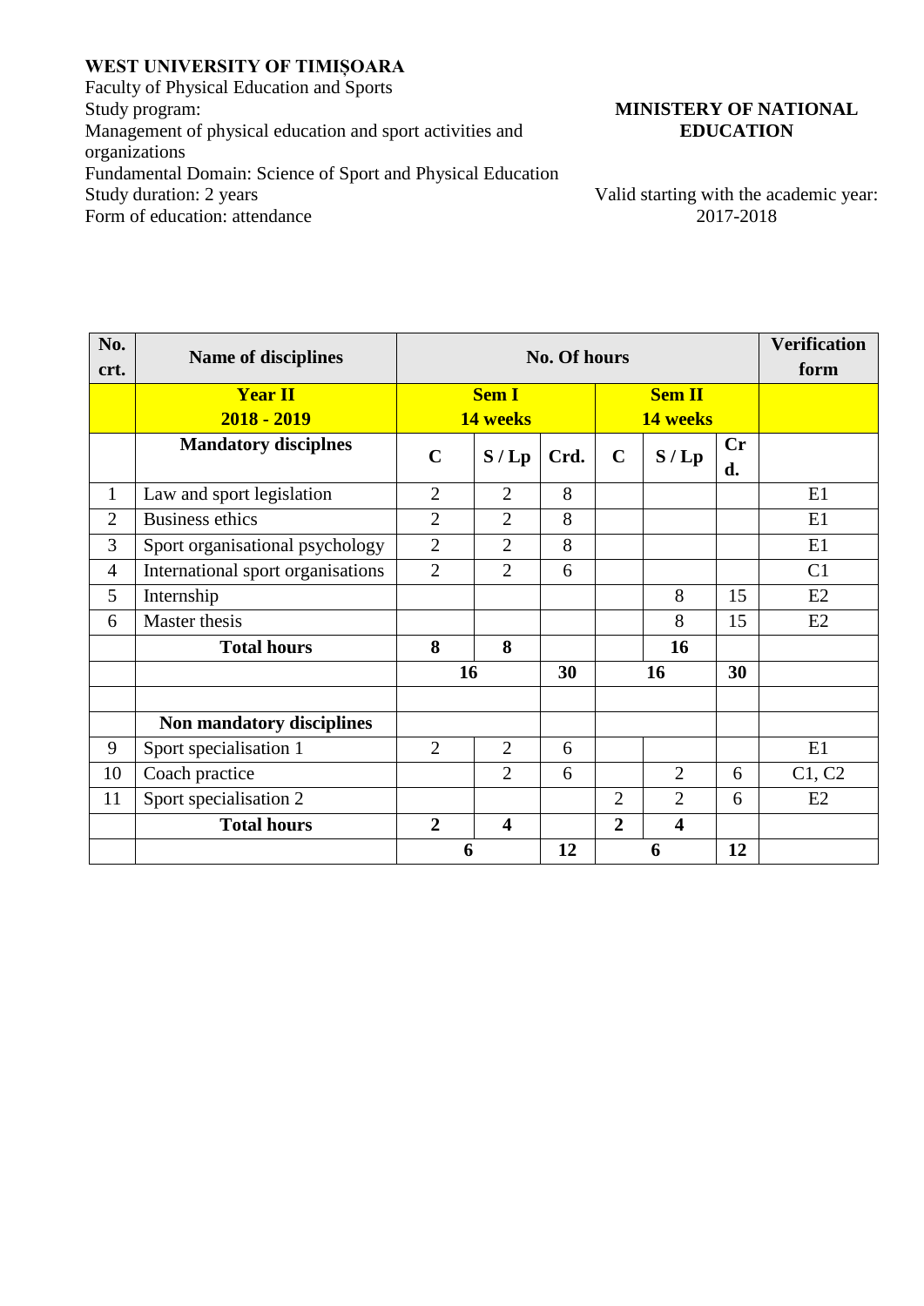**WEST UNIVERSITY OF TIMIȘOARA**
Faculty of Physical Education and Sports
Study program:
Management of physical education and sport activities and organizations
Fundamental Domain: Science of Sport and Physical Education
Study duration: 2 years
Form of education: attendance

**MINISTERY OF NATIONAL EDUCATION**

Valid starting with the academic year: 2017-2018

| No. crt. | Name of disciplines | No. Of hours | | | | | | Verification form |
|---|---|---|---|---|---|---|---|---|
| | **Year II 2018 - 2019** | **Sem I 14 weeks** | | | **Sem II 14 weeks** | | | |
| | **Mandatory disciplnes** | **C** | **S / Lp** | **Crd.** | **C** | **S / Lp** | **Crd.** | |
| 1 | Law and sport legislation | 2 | 2 | 8 | | | | E1 |
| 2 | Business ethics | 2 | 2 | 8 | | | | E1 |
| 3 | Sport organisational psychology | 2 | 2 | 8 | | | | E1 |
| 4 | International sport organisations | 2 | 2 | 6 | | | | C1 |
| 5 | Internship | | | | | 8 | 15 | E2 |
| 6 | Master thesis | | | | | 8 | 15 | E2 |
| | **Total hours** | **8** | **8** | | | **16** | | |
| | | **16** | | **30** | **16** | | **30** | |
| | | | | | | | | |
| | **Non mandatory disciplines** | | | | | | | |
| 9 | Sport specialisation 1 | 2 | 2 | 6 | | | | E1 |
| 10 | Coach practice | | 2 | 6 | | 2 | 6 | C1, C2 |
| 11 | Sport specialisation 2 | | | | 2 | 2 | 6 | E2 |
| | **Total hours** | **2** | **4** | | **2** | **4** | | |
| | | **6** | | **12** | **6** | | **12** | |